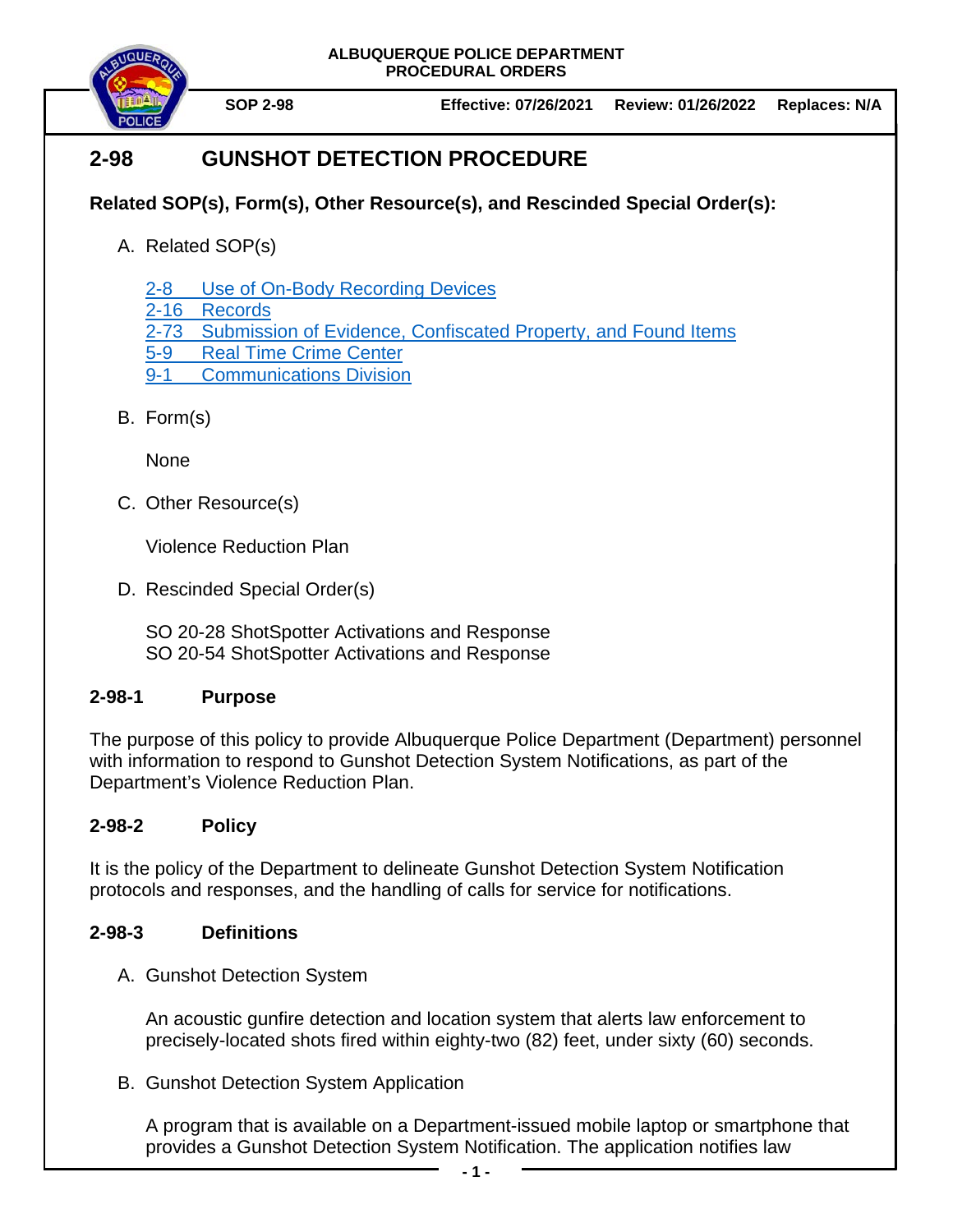ALBUQUERQUE POLICE DEPARTMENT
PROCEDURAL ORDERS

**SOP 2-98** | **Effective: 07/26/2021** | **Review: 01/26/2022** | **Replaces: N/A**

# 2-98 GUNSHOT DETECTION PROCEDURE

**Related SOP(s), Form(s), Other Resource(s), and Rescinded Special Order(s):**

A. Related SOP(s)

   2-8 Use of On-Body Recording Devices
   2-16 Records
   2-73 Submission of Evidence, Confiscated Property, and Found Items
   5-9 Real Time Crime Center
   9-1 Communications Division

B. Form(s)

   None

C. Other Resource(s)

   Violence Reduction Plan

D. Rescinded Special Order(s)

   SO 20-28 ShotSpotter Activations and Response
   SO 20-54 ShotSpotter Activations and Response

## 2-98-1 Purpose

The purpose of this policy to provide Albuquerque Police Department (Department) personnel with information to respond to Gunshot Detection System Notifications, as part of the Department's Violence Reduction Plan.

## 2-98-2 Policy

It is the policy of the Department to delineate Gunshot Detection System Notification protocols and responses, and the handling of calls for service for notifications.

## 2-98-3 Definitions

A. Gunshot Detection System

   An acoustic gunfire detection and location system that alerts law enforcement to precisely-located shots fired within eighty-two (82) feet, under sixty (60) seconds.

B. Gunshot Detection System Application

   A program that is available on a Department-issued mobile laptop or smartphone that provides a Gunshot Detection System Notification. The application notifies law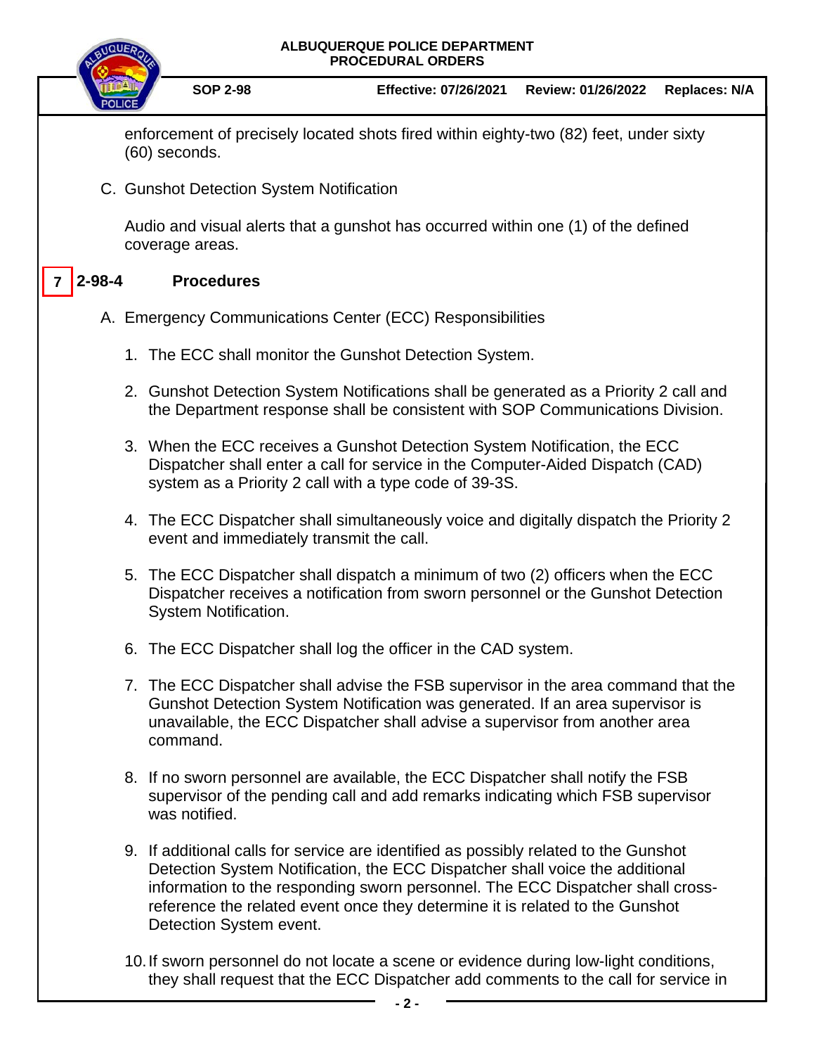enforcement of precisely located shots fired within eighty-two (82) feet, under sixty (60) seconds.

C. Gunshot Detection System Notification

   Audio and visual alerts that a gunshot has occurred within one (1) of the defined coverage areas.

## 7 2-98-4 Procedures

A. Emergency Communications Center (ECC) Responsibilities

   1. The ECC shall monitor the Gunshot Detection System.

   2. Gunshot Detection System Notifications shall be generated as a Priority 2 call and the Department response shall be consistent with SOP Communications Division.

   3. When the ECC receives a Gunshot Detection System Notification, the ECC Dispatcher shall enter a call for service in the Computer-Aided Dispatch (CAD) system as a Priority 2 call with a type code of 39-3S.

   4. The ECC Dispatcher shall simultaneously voice and digitally dispatch the Priority 2 event and immediately transmit the call.

   5. The ECC Dispatcher shall dispatch a minimum of two (2) officers when the ECC Dispatcher receives a notification from sworn personnel or the Gunshot Detection System Notification.

   6. The ECC Dispatcher shall log the officer in the CAD system.

   7. The ECC Dispatcher shall advise the FSB supervisor in the area command that the Gunshot Detection System Notification was generated. If an area supervisor is unavailable, the ECC Dispatcher shall advise a supervisor from another area command.

   8. If no sworn personnel are available, the ECC Dispatcher shall notify the FSB supervisor of the pending call and add remarks indicating which FSB supervisor was notified.

   9. If additional calls for service are identified as possibly related to the Gunshot Detection System Notification, the ECC Dispatcher shall voice the additional information to the responding sworn personnel. The ECC Dispatcher shall cross-reference the related event once they determine it is related to the Gunshot Detection System event.

   10. If sworn personnel do not locate a scene or evidence during low-light conditions, they shall request that the ECC Dispatcher add comments to the call for service in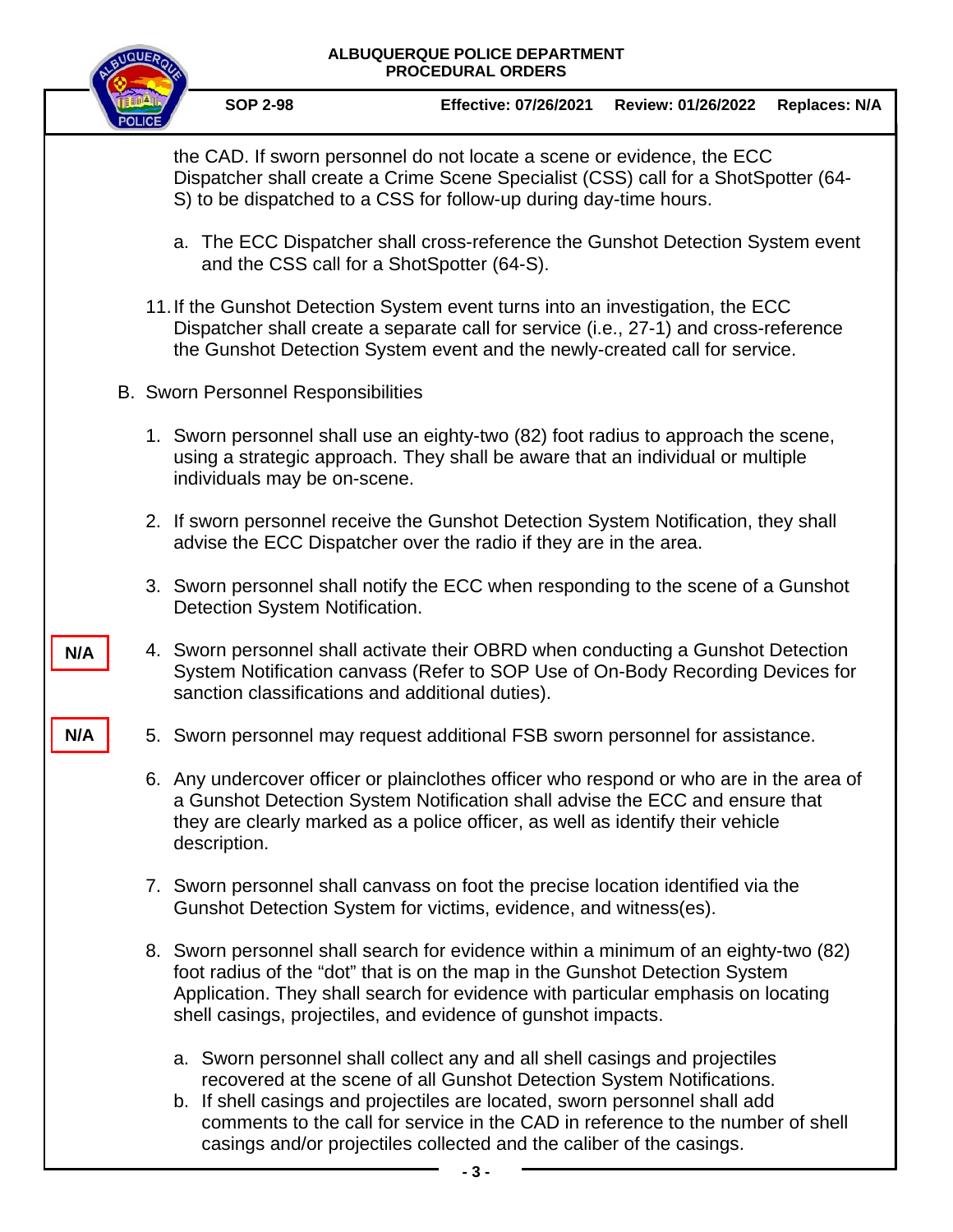the CAD. If sworn personnel do not locate a scene or evidence, the ECC Dispatcher shall create a Crime Scene Specialist (CSS) call for a ShotSpotter (64-S) to be dispatched to a CSS for follow-up during day-time hours.

a. The ECC Dispatcher shall cross-reference the Gunshot Detection System event and the CSS call for a ShotSpotter (64-S).

11. If the Gunshot Detection System event turns into an investigation, the ECC Dispatcher shall create a separate call for service (i.e., 27-1) and cross-reference the Gunshot Detection System event and the newly-created call for service.

B. Sworn Personnel Responsibilities

1. Sworn personnel shall use an eighty-two (82) foot radius to approach the scene, using a strategic approach. They shall be aware that an individual or multiple individuals may be on-scene.

2. If sworn personnel receive the Gunshot Detection System Notification, they shall advise the ECC Dispatcher over the radio if they are in the area.

3. Sworn personnel shall notify the ECC when responding to the scene of a Gunshot Detection System Notification.

N/A

4. Sworn personnel shall activate their OBRD when conducting a Gunshot Detection System Notification canvass (Refer to SOP Use of On-Body Recording Devices for sanction classifications and additional duties).

N/A

5. Sworn personnel may request additional FSB sworn personnel for assistance.

6. Any undercover officer or plainclothes officer who respond or who are in the area of a Gunshot Detection System Notification shall advise the ECC and ensure that they are clearly marked as a police officer, as well as identify their vehicle description.

7. Sworn personnel shall canvass on foot the precise location identified via the Gunshot Detection System for victims, evidence, and witness(es).

8. Sworn personnel shall search for evidence within a minimum of an eighty-two (82) foot radius of the "dot" that is on the map in the Gunshot Detection System Application. They shall search for evidence with particular emphasis on locating shell casings, projectiles, and evidence of gunshot impacts.

   a. Sworn personnel shall collect any and all shell casings and projectiles recovered at the scene of all Gunshot Detection System Notifications.
   b. If shell casings and projectiles are located, sworn personnel shall add comments to the call for service in the CAD in reference to the number of shell casings and/or projectiles collected and the caliber of the casings.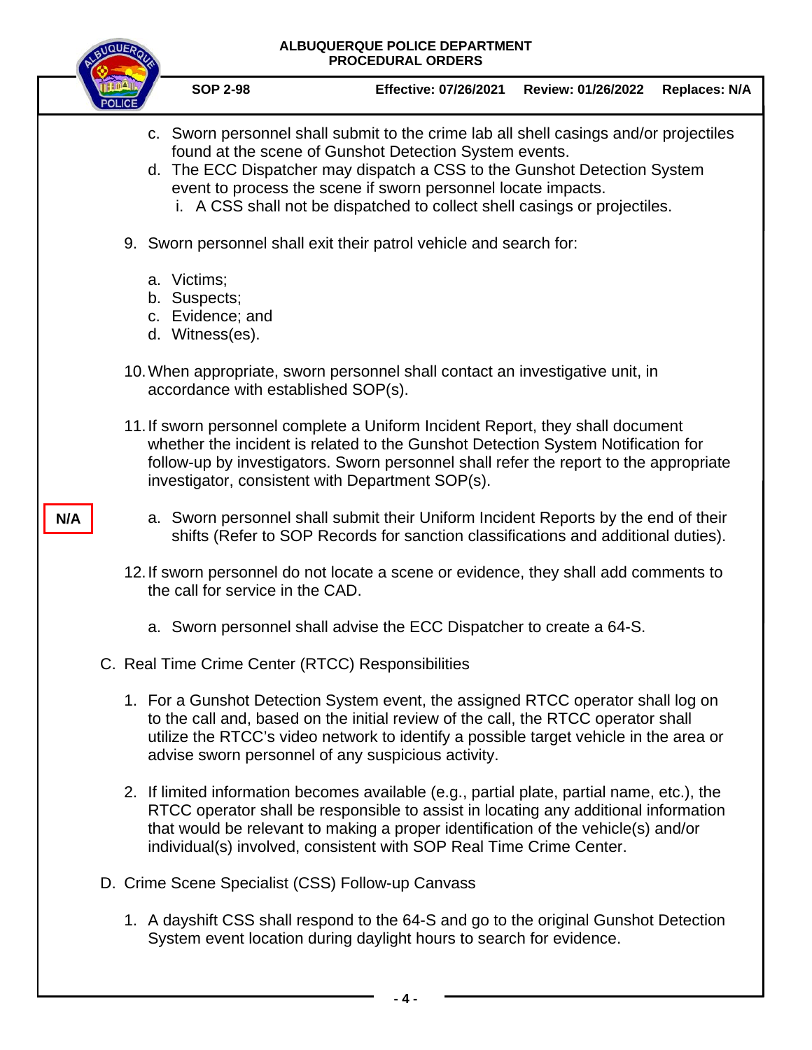c. Sworn personnel shall submit to the crime lab all shell casings and/or projectiles found at the scene of Gunshot Detection System events.

d. The ECC Dispatcher may dispatch a CSS to the Gunshot Detection System event to process the scene if sworn personnel locate impacts.

   i. A CSS shall not be dispatched to collect shell casings or projectiles.

9. Sworn personnel shall exit their patrol vehicle and search for:

   a. Victims;
   b. Suspects;
   c. Evidence; and
   d. Witness(es).

10. When appropriate, sworn personnel shall contact an investigative unit, in accordance with established SOP(s).

11. If sworn personnel complete a Uniform Incident Report, they shall document whether the incident is related to the Gunshot Detection System Notification for follow-up by investigators. Sworn personnel shall refer the report to the appropriate investigator, consistent with Department SOP(s).

N/A

   a. Sworn personnel shall submit their Uniform Incident Reports by the end of their shifts (Refer to SOP Records for sanction classifications and additional duties).

12. If sworn personnel do not locate a scene or evidence, they shall add comments to the call for service in the CAD.

   a. Sworn personnel shall advise the ECC Dispatcher to create a 64-S.

C. Real Time Crime Center (RTCC) Responsibilities

1. For a Gunshot Detection System event, the assigned RTCC operator shall log on to the call and, based on the initial review of the call, the RTCC operator shall utilize the RTCC's video network to identify a possible target vehicle in the area or advise sworn personnel of any suspicious activity.

2. If limited information becomes available (e.g., partial plate, partial name, etc.), the RTCC operator shall be responsible to assist in locating any additional information that would be relevant to making a proper identification of the vehicle(s) and/or individual(s) involved, consistent with SOP Real Time Crime Center.

D. Crime Scene Specialist (CSS) Follow-up Canvass

1. A dayshift CSS shall respond to the 64-S and go to the original Gunshot Detection System event location during daylight hours to search for evidence.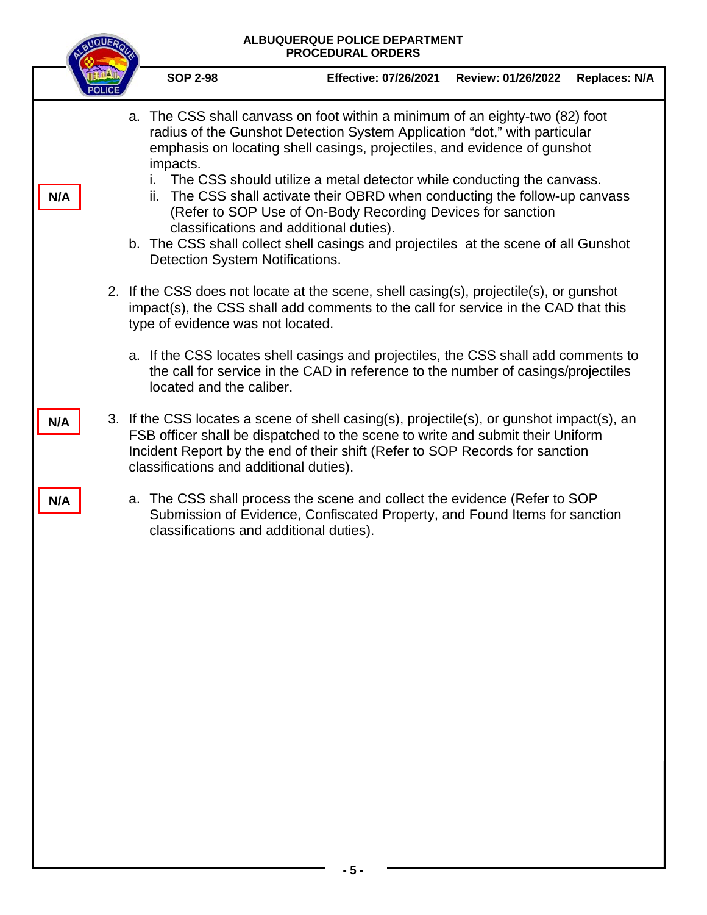N/A

a. The CSS shall canvass on foot within a minimum of an eighty-two (82) foot radius of the Gunshot Detection System Application "dot," with particular emphasis on locating shell casings, projectiles, and evidence of gunshot impacts.

   i. The CSS should utilize a metal detector while conducting the canvass.

   ii. The CSS shall activate their OBRD when conducting the follow-up canvass (Refer to SOP Use of On-Body Recording Devices for sanction classifications and additional duties).

b. The CSS shall collect shell casings and projectiles at the scene of all Gunshot Detection System Notifications.

2. If the CSS does not locate at the scene, shell casing(s), projectile(s), or gunshot impact(s), the CSS shall add comments to the call for service in the CAD that this type of evidence was not located.

   a. If the CSS locates shell casings and projectiles, the CSS shall add comments to the call for service in the CAD in reference to the number of casings/projectiles located and the caliber.

N/A

3. If the CSS locates a scene of shell casing(s), projectile(s), or gunshot impact(s), an FSB officer shall be dispatched to the scene to write and submit their Uniform Incident Report by the end of their shift (Refer to SOP Records for sanction classifications and additional duties).

N/A

   a. The CSS shall process the scene and collect the evidence (Refer to SOP Submission of Evidence, Confiscated Property, and Found Items for sanction classifications and additional duties).